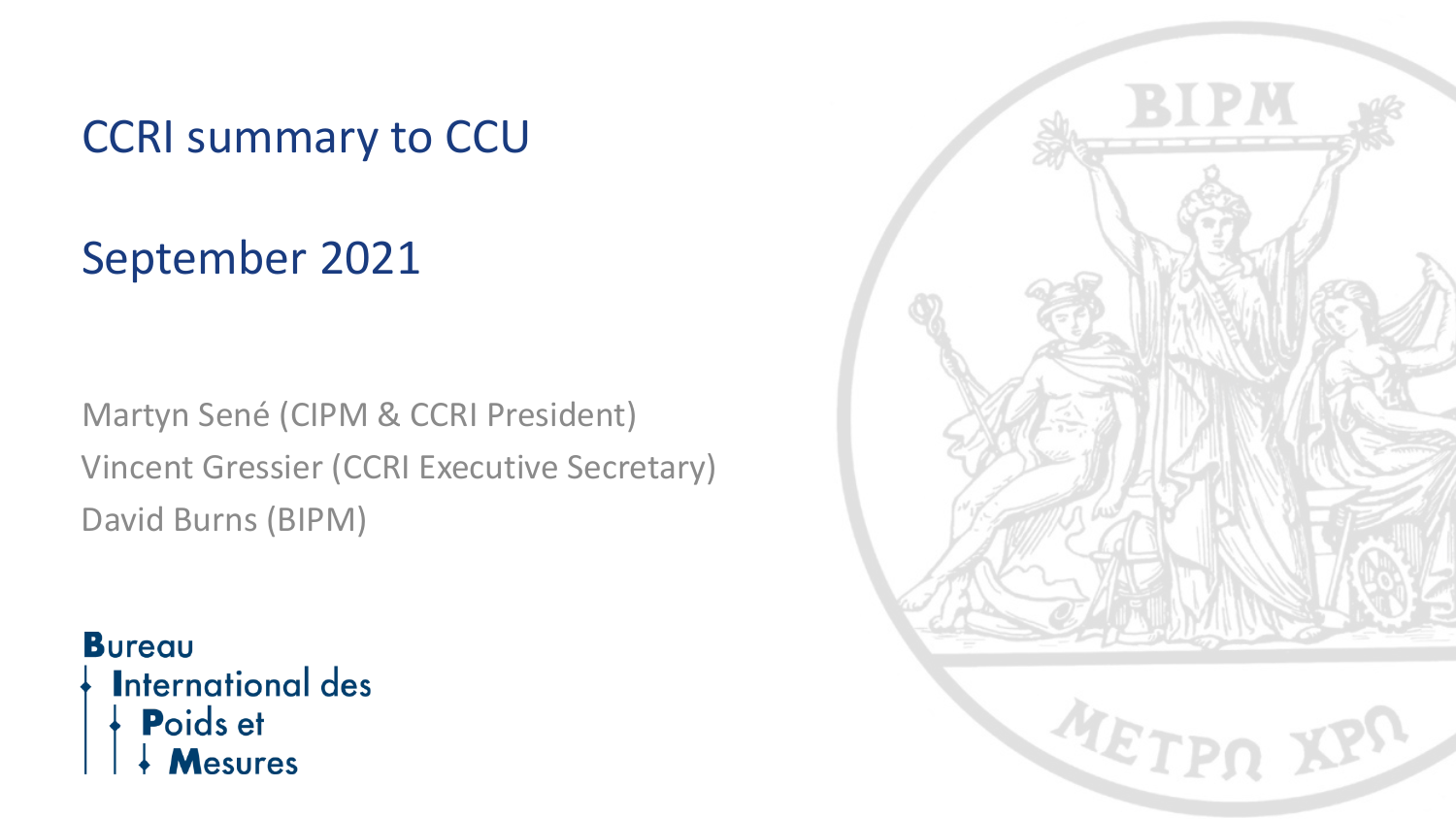# CCRI summary to CCU

## September 2021

Martyn Sené (CIPM & CCRI President)
Vincent Gressier (CCRI Executive Secretary)
David Burns (BIPM)

**B**ureau
**I**nternational des
**P**oids et
**M**esures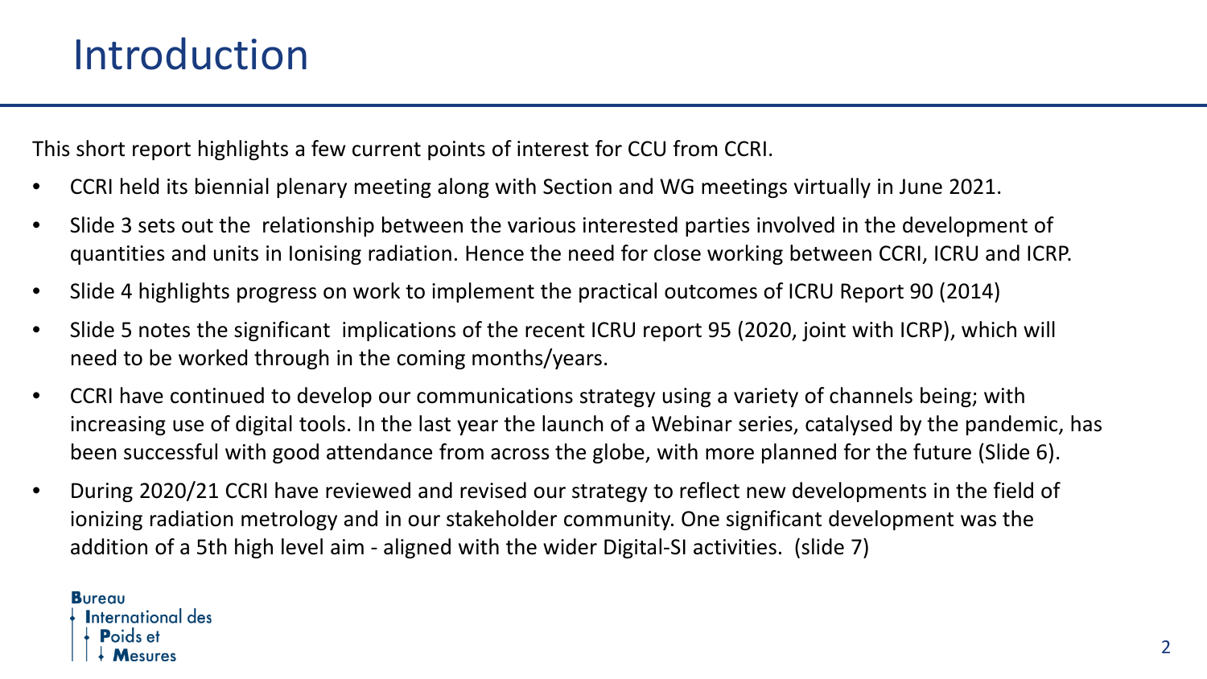# Introduction

This short report highlights a few current points of interest for CCU from CCRI.

- CCRI held its biennial plenary meeting along with Section and WG meetings virtually in June 2021.
- Slide 3 sets out the relationship between the various interested parties involved in the development of quantities and units in Ionising radiation. Hence the need for close working between CCRI, ICRU and ICRP.
- Slide 4 highlights progress on work to implement the practical outcomes of ICRU Report 90 (2014)
- Slide 5 notes the significant implications of the recent ICRU report 95 (2020, joint with ICRP), which will need to be worked through in the coming months/years.
- CCRI have continued to develop our communications strategy using a variety of channels being; with increasing use of digital tools. In the last year the launch of a Webinar series, catalysed by the pandemic, has been successful with good attendance from across the globe, with more planned for the future (Slide 6).
- During 2020/21 CCRI have reviewed and revised our strategy to reflect new developments in the field of ionizing radiation metrology and in our stakeholder community. One significant development was the addition of a 5th high level aim - aligned with the wider Digital-SI activities. (slide 7)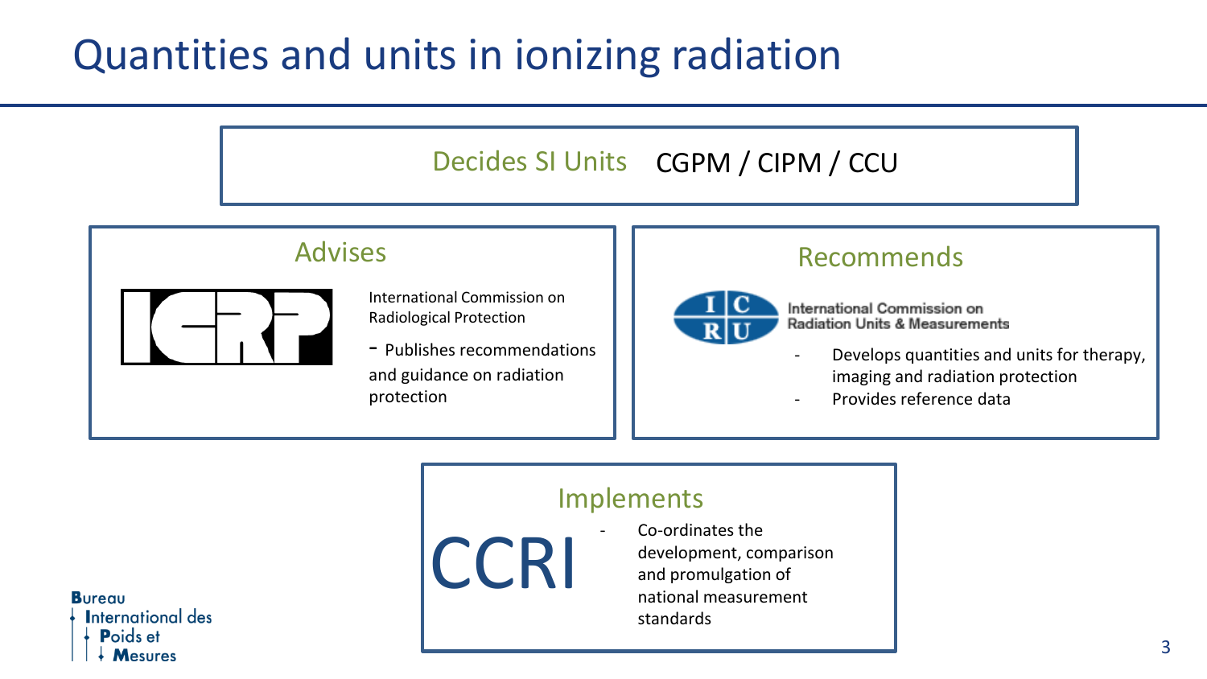# Quantities and units in ionizing radiation

**Decides SI Units** CGPM / CIPM / CCU

## Advises

ICRP

International Commission on Radiological Protection

- Publishes recommendations and guidance on radiation protection

## Recommends

ICRU

International Commission on Radiation Units & Measurements

- Develops quantities and units for therapy, imaging and radiation protection
- Provides reference data

## Implements

CCRI

- Co-ordinates the development, comparison and promulgation of national measurement standards

Bureau International des Poids et Mesures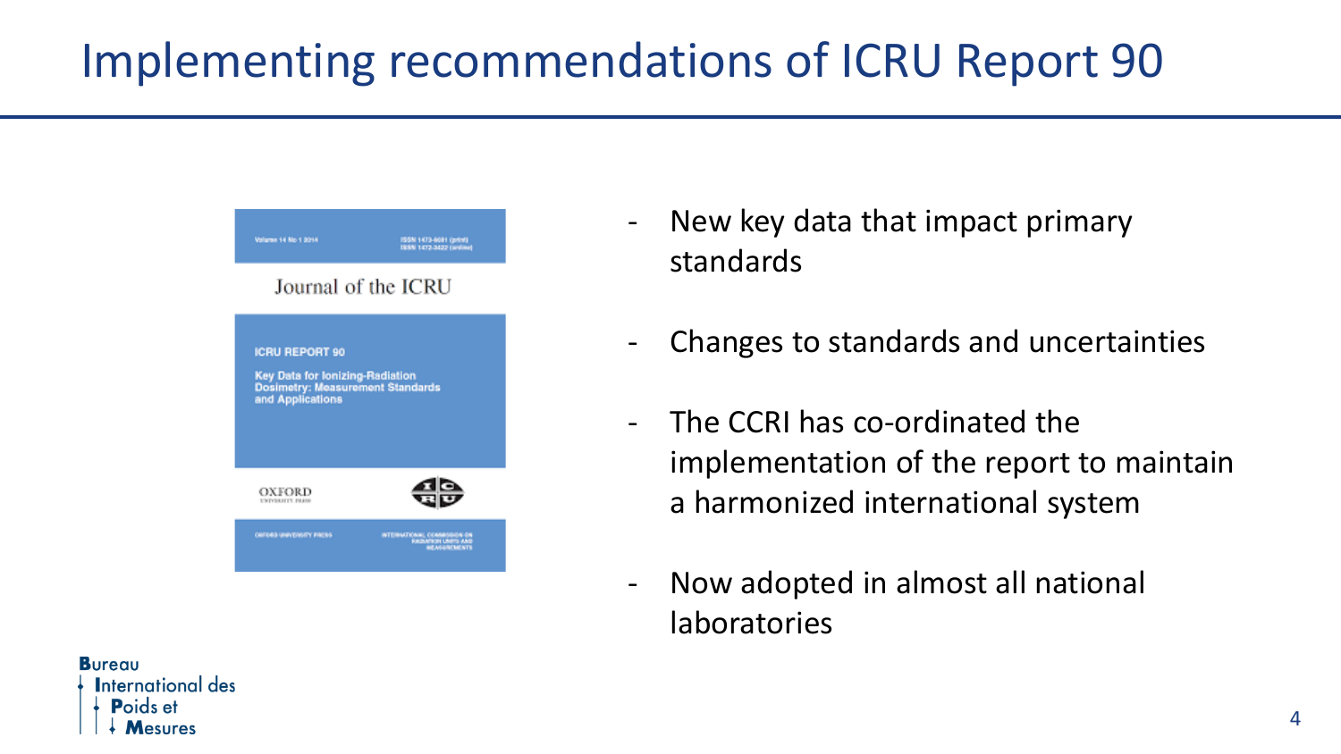# Implementing recommendations of ICRU Report 90

- New key data that impact primary standards
- Changes to standards and uncertainties
- The CCRI has co-ordinated the implementation of the report to maintain a harmonized international system
- Now adopted in almost all national laboratories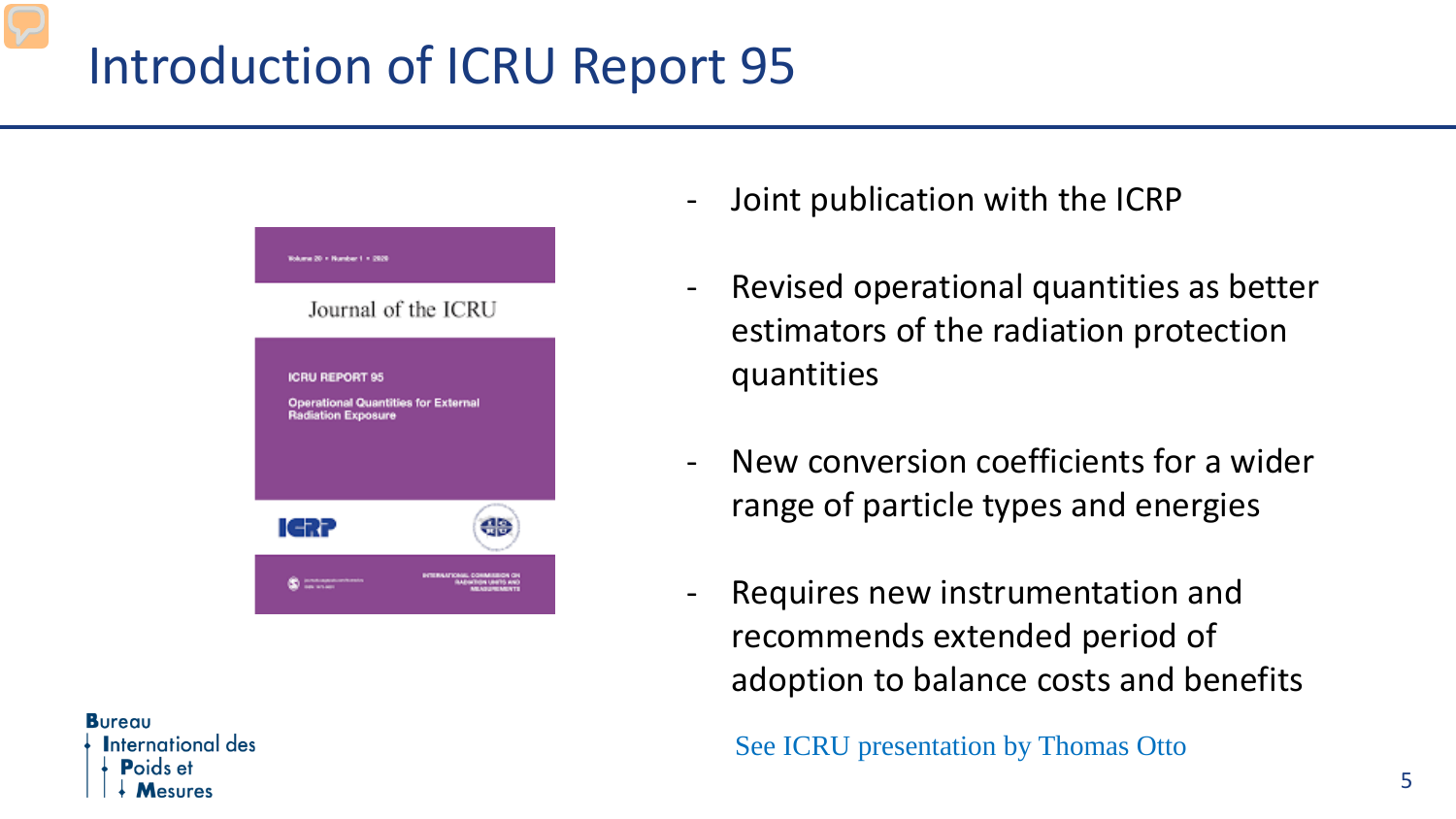# Introduction of ICRU Report 95

- Joint publication with the ICRP
- Revised operational quantities as better estimators of the radiation protection quantities
- New conversion coefficients for a wider range of particle types and energies
- Requires new instrumentation and recommends extended period of adoption to balance costs and benefits

See ICRU presentation by Thomas Otto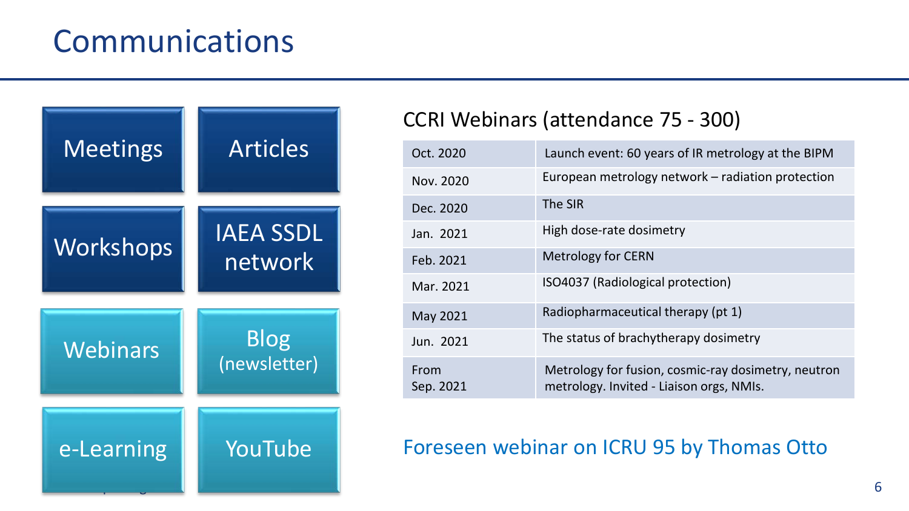# Communications

- Meetings
- Articles
- Workshops
- IAEA SSDL network
- Webinars
- Blog (newsletter)
- e-Learning
- YouTube

## CCRI Webinars (attendance 75 - 300)

| Date | Topic |
| --- | --- |
| Oct. 2020 | Launch event: 60 years of IR metrology at the BIPM |
| Nov. 2020 | European metrology network – radiation protection |
| Dec. 2020 | The SIR |
| Jan. 2021 | High dose-rate dosimetry |
| Feb. 2021 | Metrology for CERN |
| Mar. 2021 | ISO4037 (Radiological protection) |
| May 2021 | Radiopharmaceutical therapy (pt 1) |
| Jun. 2021 | The status of brachytherapy dosimetry |
| From Sep. 2021 | Metrology for fusion, cosmic-ray dosimetry, neutron metrology. Invited - Liaison orgs, NMIs. |

Foreseen webinar on ICRU 95 by Thomas Otto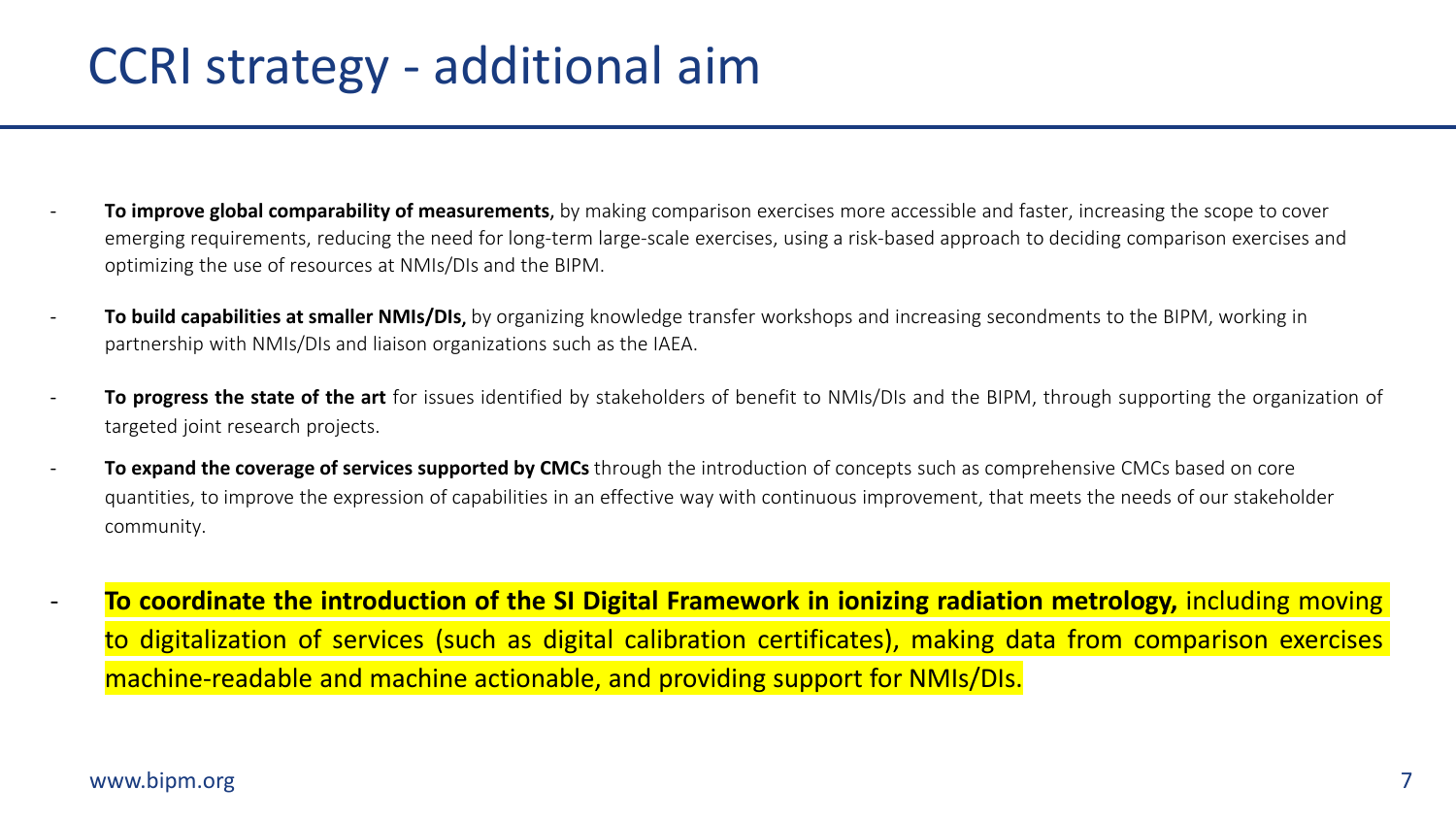# CCRI strategy - additional aim

- **To improve global comparability of measurements**, by making comparison exercises more accessible and faster, increasing the scope to cover emerging requirements, reducing the need for long-term large-scale exercises, using a risk-based approach to deciding comparison exercises and optimizing the use of resources at NMIs/DIs and the BIPM.
- **To build capabilities at smaller NMIs/DIs,** by organizing knowledge transfer workshops and increasing secondments to the BIPM, working in partnership with NMIs/DIs and liaison organizations such as the IAEA.
- **To progress the state of the art** for issues identified by stakeholders of benefit to NMIs/DIs and the BIPM, through supporting the organization of targeted joint research projects.
- **To expand the coverage of services supported by CMCs** through the introduction of concepts such as comprehensive CMCs based on core quantities, to improve the expression of capabilities in an effective way with continuous improvement, that meets the needs of our stakeholder community.
- **To coordinate the introduction of the SI Digital Framework in ionizing radiation metrology,** including moving to digitalization of services (such as digital calibration certificates), making data from comparison exercises machine-readable and machine actionable, and providing support for NMIs/DIs.

www.bipm.org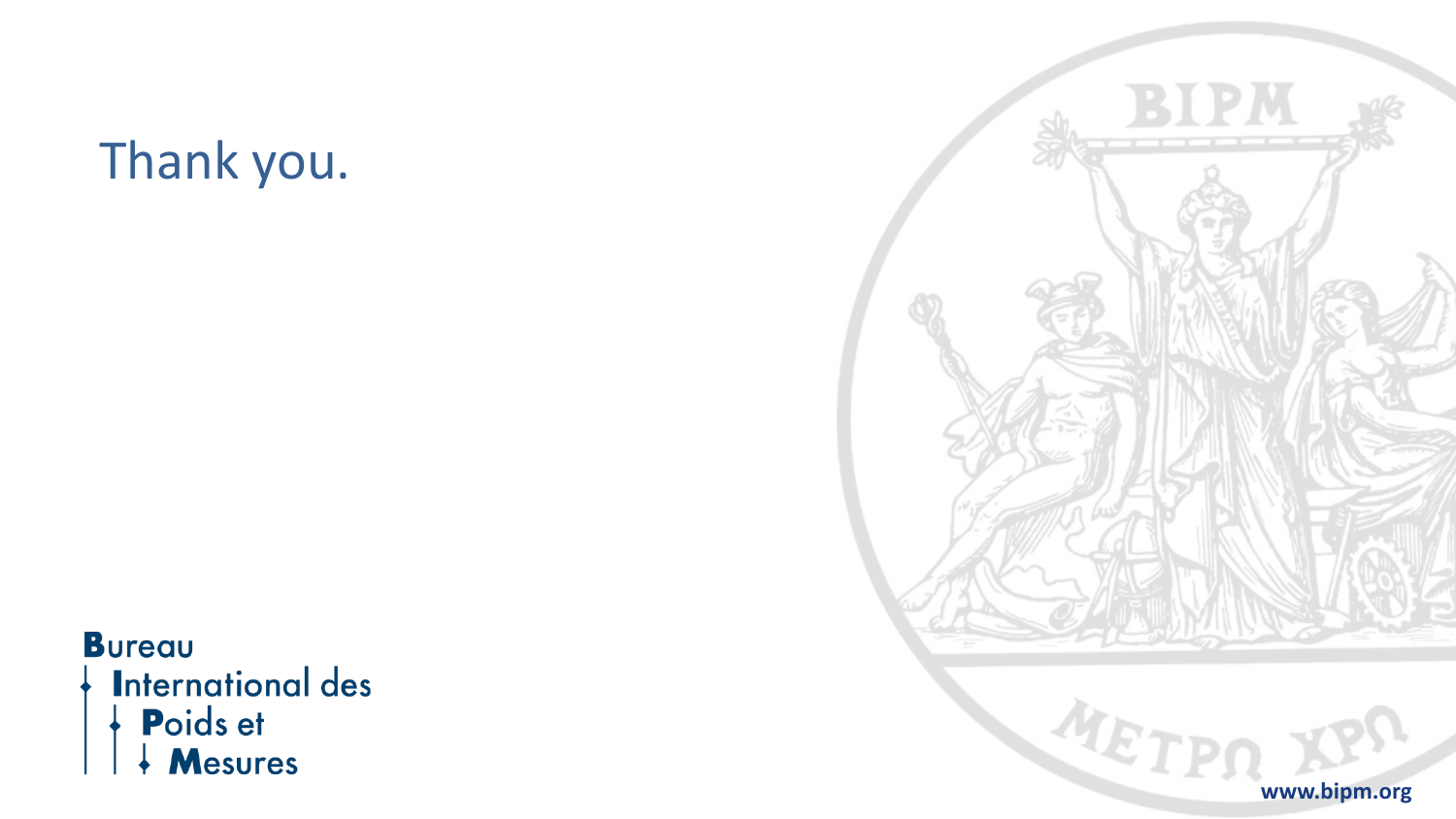# Thank you.

Bureau
International des
Poids et
Mesures

www.bipm.org